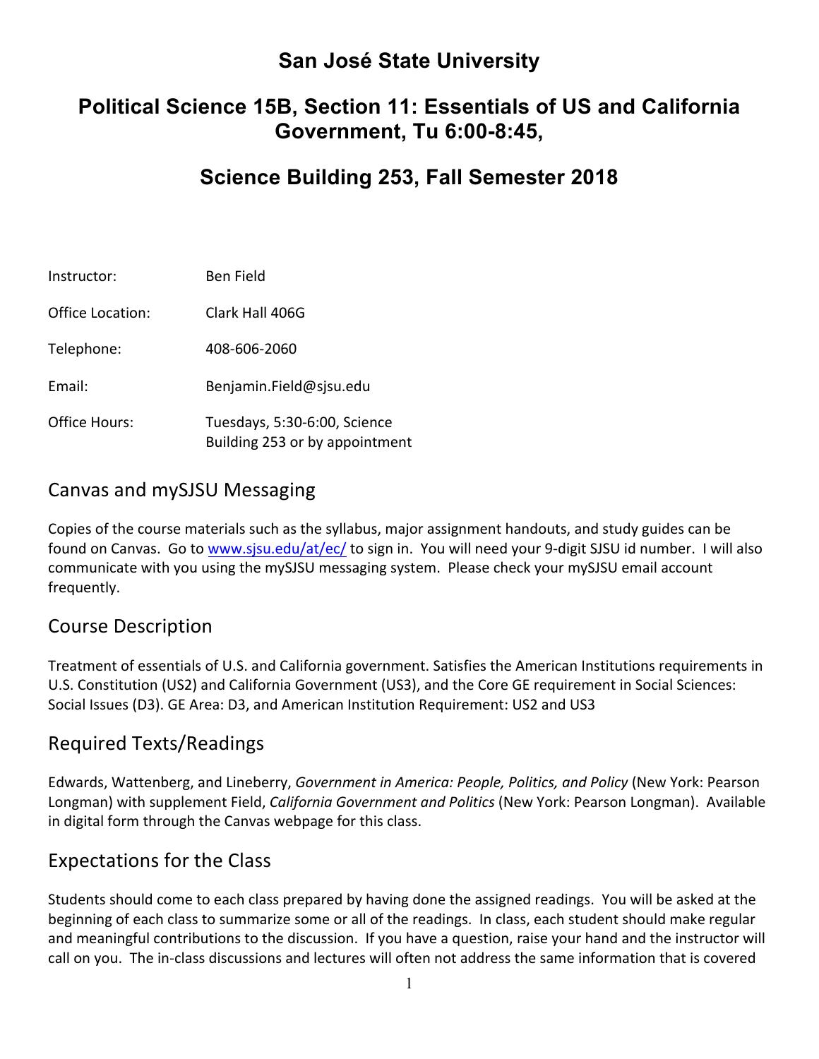# San José State University

## Political Science 15B, Section 11: Essentials of US and California Government, Tu 6:00-8:45,

## Science Building 253, Fall Semester 2018

| | |
|---|---|
| Instructor: | Ben Field |
| Office Location: | Clark Hall 406G |
| Telephone: | 408-606-2060 |
| Email: | Benjamin.Field@sjsu.edu |
| Office Hours: | Tuesdays, 5:30-6:00, Science Building 253 or by appointment |

## Canvas and mySJSU Messaging

Copies of the course materials such as the syllabus, major assignment handouts, and study guides can be found on Canvas. Go to [www.sjsu.edu/at/ec/](http://www.sjsu.edu/at/ec/) to sign in. You will need your 9-digit SJSU id number. I will also communicate with you using the mySJSU messaging system. Please check your mySJSU email account frequently.

## Course Description

Treatment of essentials of U.S. and California government. Satisfies the American Institutions requirements in U.S. Constitution (US2) and California Government (US3), and the Core GE requirement in Social Sciences: Social Issues (D3). GE Area: D3, and American Institution Requirement: US2 and US3

## Required Texts/Readings

Edwards, Wattenberg, and Lineberry, *Government in America: People, Politics, and Policy* (New York: Pearson Longman) with supplement Field, *California Government and Politics* (New York: Pearson Longman). Available in digital form through the Canvas webpage for this class.

## Expectations for the Class

Students should come to each class prepared by having done the assigned readings. You will be asked at the beginning of each class to summarize some or all of the readings. In class, each student should make regular and meaningful contributions to the discussion. If you have a question, raise your hand and the instructor will call on you. The in-class discussions and lectures will often not address the same information that is covered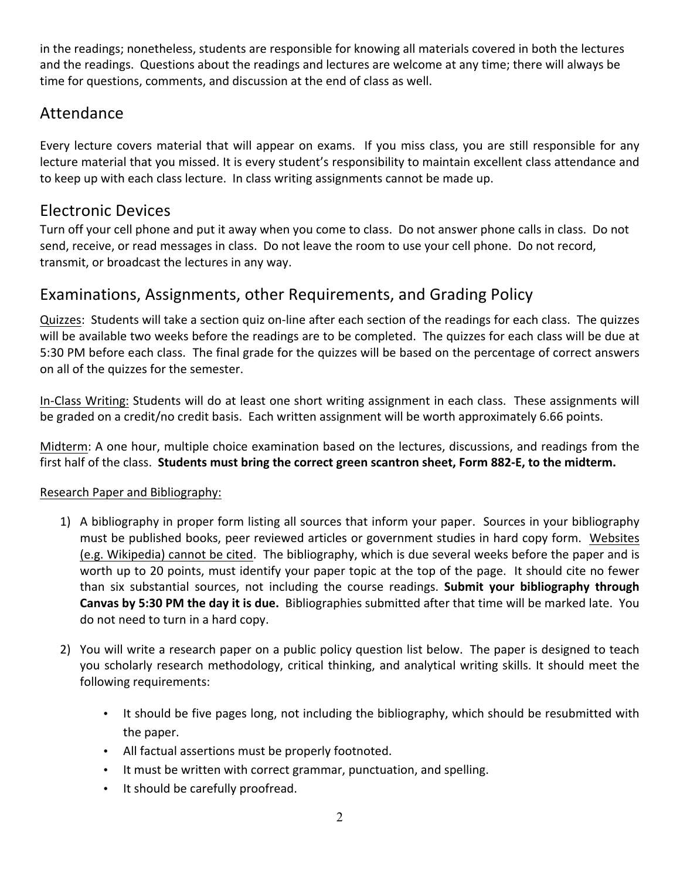in the readings; nonetheless, students are responsible for knowing all materials covered in both the lectures and the readings. Questions about the readings and lectures are welcome at any time; there will always be time for questions, comments, and discussion at the end of class as well.

## Attendance

Every lecture covers material that will appear on exams. If you miss class, you are still responsible for any lecture material that you missed. It is every student's responsibility to maintain excellent class attendance and to keep up with each class lecture. In class writing assignments cannot be made up.

## Electronic Devices

Turn off your cell phone and put it away when you come to class. Do not answer phone calls in class. Do not send, receive, or read messages in class. Do not leave the room to use your cell phone. Do not record, transmit, or broadcast the lectures in any way.

## Examinations, Assignments, other Requirements, and Grading Policy

<u>Quizzes</u>: Students will take a section quiz on-line after each section of the readings for each class. The quizzes will be available two weeks before the readings are to be completed. The quizzes for each class will be due at 5:30 PM before each class. The final grade for the quizzes will be based on the percentage of correct answers on all of the quizzes for the semester.

<u>In-Class Writing:</u> Students will do at least one short writing assignment in each class. These assignments will be graded on a credit/no credit basis. Each written assignment will be worth approximately 6.66 points.

<u>Midterm</u>: A one hour, multiple choice examination based on the lectures, discussions, and readings from the first half of the class. **Students must bring the correct green scantron sheet, Form 882-E, to the midterm.**

<u>Research Paper and Bibliography:</u>

1) A bibliography in proper form listing all sources that inform your paper. Sources in your bibliography must be published books, peer reviewed articles or government studies in hard copy form. <u>Websites (e.g. Wikipedia) cannot be cited</u>. The bibliography, which is due several weeks before the paper and is worth up to 20 points, must identify your paper topic at the top of the page. It should cite no fewer than six substantial sources, not including the course readings. **Submit your bibliography through Canvas by 5:30 PM the day it is due.** Bibliographies submitted after that time will be marked late. You do not need to turn in a hard copy.

2) You will write a research paper on a public policy question list below. The paper is designed to teach you scholarly research methodology, critical thinking, and analytical writing skills. It should meet the following requirements:

    - It should be five pages long, not including the bibliography, which should be resubmitted with the paper.
    - All factual assertions must be properly footnoted.
    - It must be written with correct grammar, punctuation, and spelling.
    - It should be carefully proofread.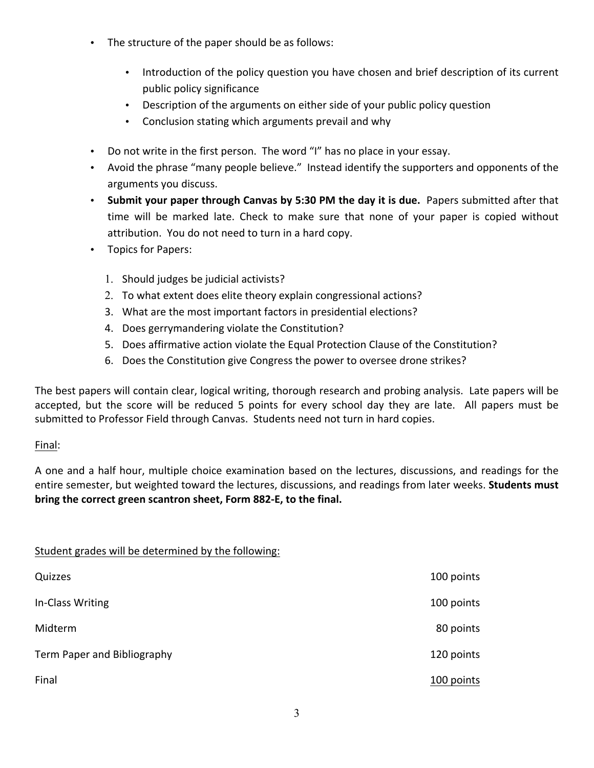- The structure of the paper should be as follows:
  - Introduction of the policy question you have chosen and brief description of its current public policy significance
  - Description of the arguments on either side of your public policy question
  - Conclusion stating which arguments prevail and why
- Do not write in the first person. The word "I" has no place in your essay.
- Avoid the phrase "many people believe." Instead identify the supporters and opponents of the arguments you discuss.
- **Submit your paper through Canvas by 5:30 PM the day it is due.** Papers submitted after that time will be marked late. Check to make sure that none of your paper is copied without attribution. You do not need to turn in a hard copy.
- Topics for Papers:
  1. Should judges be judicial activists?
  2. To what extent does elite theory explain congressional actions?
  3. What are the most important factors in presidential elections?
  4. Does gerrymandering violate the Constitution?
  5. Does affirmative action violate the Equal Protection Clause of the Constitution?
  6. Does the Constitution give Congress the power to oversee drone strikes?

The best papers will contain clear, logical writing, thorough research and probing analysis. Late papers will be accepted, but the score will be reduced 5 points for every school day they are late. All papers must be submitted to Professor Field through Canvas. Students need not turn in hard copies.

Final:

A one and a half hour, multiple choice examination based on the lectures, discussions, and readings for the entire semester, but weighted toward the lectures, discussions, and readings from later weeks. **Students must bring the correct green scantron sheet, Form 882-E, to the final.**

Student grades will be determined by the following:

| | |
|---|---|
| Quizzes | 100 points |
| In-Class Writing | 100 points |
| Midterm | 80 points |
| Term Paper and Bibliography | 120 points |
| Final | 100 points |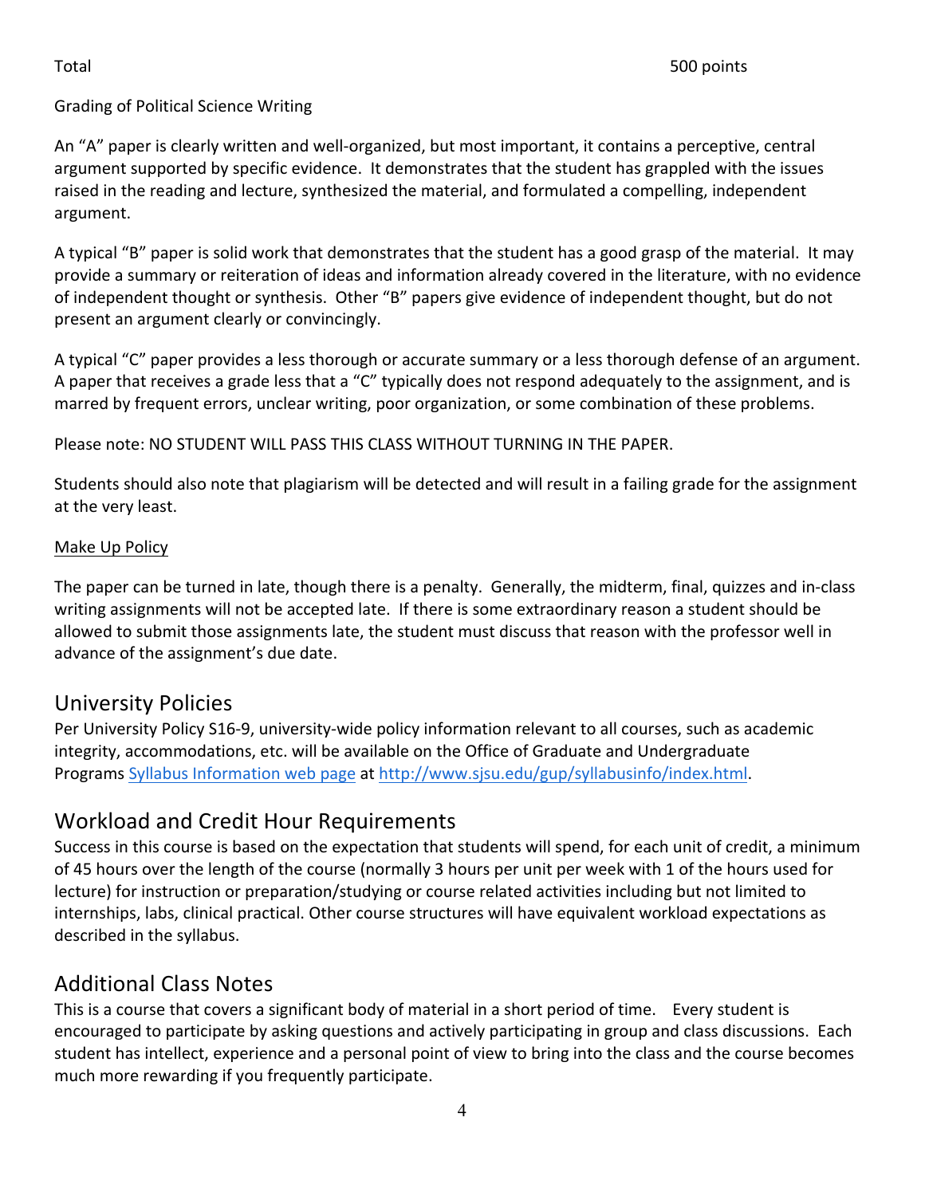| Total | 500 points |
|---|---|

Grading of Political Science Writing

An "A" paper is clearly written and well-organized, but most important, it contains a perceptive, central argument supported by specific evidence. It demonstrates that the student has grappled with the issues raised in the reading and lecture, synthesized the material, and formulated a compelling, independent argument.

A typical "B" paper is solid work that demonstrates that the student has a good grasp of the material. It may provide a summary or reiteration of ideas and information already covered in the literature, with no evidence of independent thought or synthesis. Other "B" papers give evidence of independent thought, but do not present an argument clearly or convincingly.

A typical "C" paper provides a less thorough or accurate summary or a less thorough defense of an argument. A paper that receives a grade less that a "C" typically does not respond adequately to the assignment, and is marred by frequent errors, unclear writing, poor organization, or some combination of these problems.

Please note: NO STUDENT WILL PASS THIS CLASS WITHOUT TURNING IN THE PAPER.

Students should also note that plagiarism will be detected and will result in a failing grade for the assignment at the very least.

<u>Make Up Policy</u>

The paper can be turned in late, though there is a penalty. Generally, the midterm, final, quizzes and in-class writing assignments will not be accepted late. If there is some extraordinary reason a student should be allowed to submit those assignments late, the student must discuss that reason with the professor well in advance of the assignment's due date.

## University Policies

Per University Policy S16-9, university-wide policy information relevant to all courses, such as academic integrity, accommodations, etc. will be available on the Office of Graduate and Undergraduate Programs [Syllabus Information web page](http://www.sjsu.edu/gup/syllabusinfo/index.html) at [http://www.sjsu.edu/gup/syllabusinfo/index.html](http://www.sjsu.edu/gup/syllabusinfo/index.html).

## Workload and Credit Hour Requirements

Success in this course is based on the expectation that students will spend, for each unit of credit, a minimum of 45 hours over the length of the course (normally 3 hours per unit per week with 1 of the hours used for lecture) for instruction or preparation/studying or course related activities including but not limited to internships, labs, clinical practical. Other course structures will have equivalent workload expectations as described in the syllabus.

## Additional Class Notes

This is a course that covers a significant body of material in a short period of time. Every student is encouraged to participate by asking questions and actively participating in group and class discussions. Each student has intellect, experience and a personal point of view to bring into the class and the course becomes much more rewarding if you frequently participate.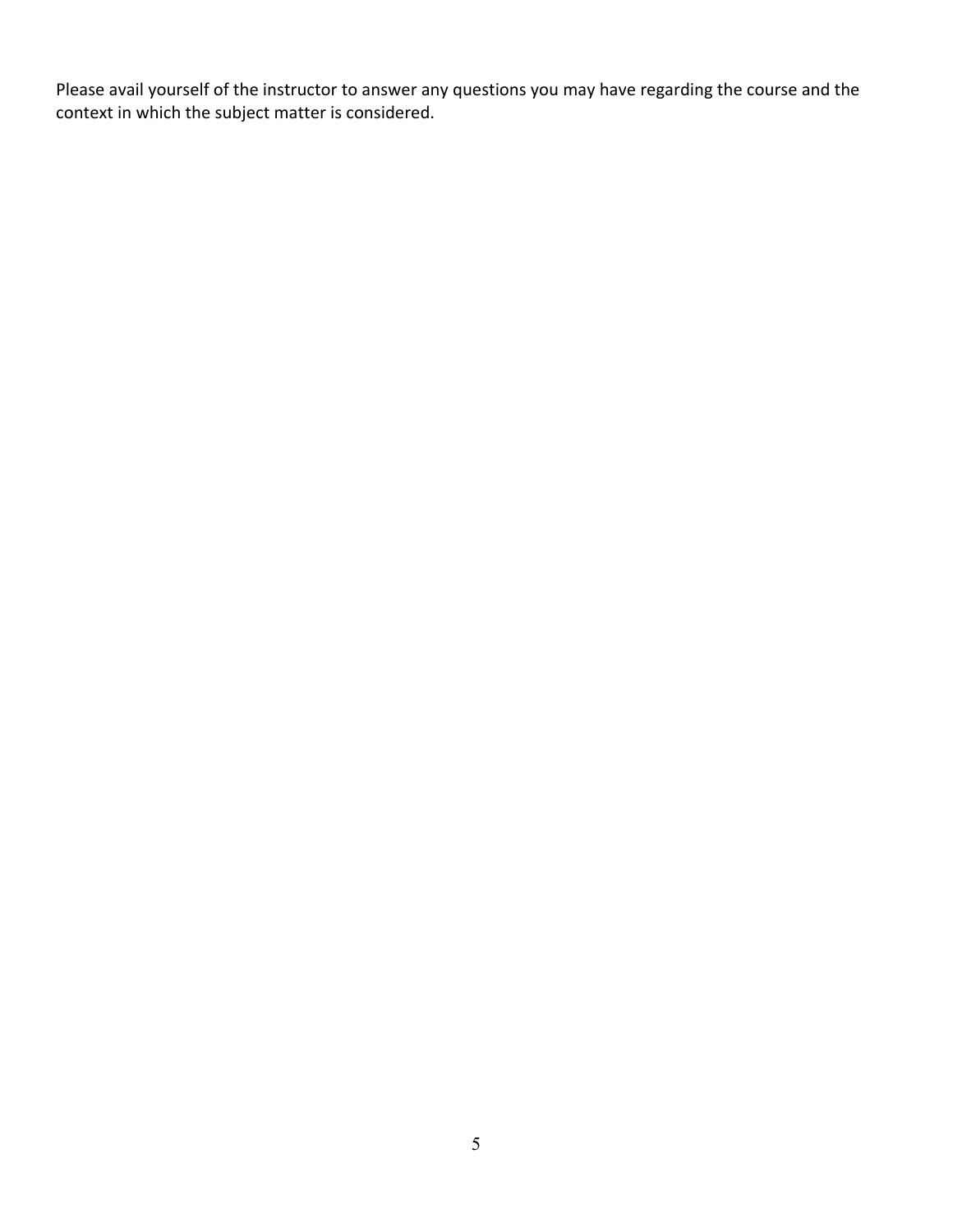Please avail yourself of the instructor to answer any questions you may have regarding the course and the context in which the subject matter is considered.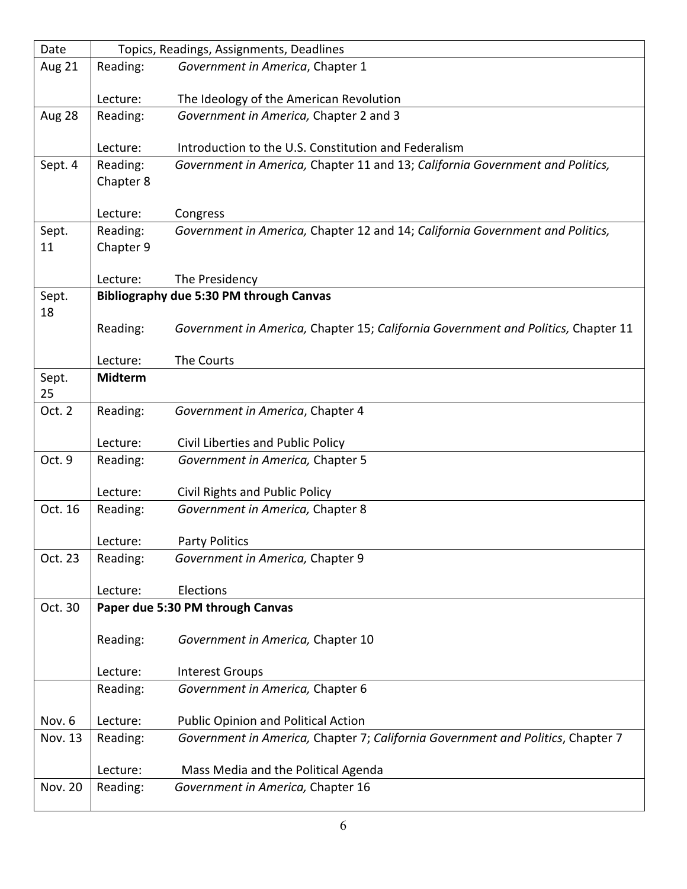| Date | Topics, Readings, Assignments, Deadlines |
| --- | --- |
| Aug 21 | Reading: *Government in America*, Chapter 1<br><br>Lecture: The Ideology of the American Revolution |
| Aug 28 | Reading: *Government in America,* Chapter 2 and 3<br><br>Lecture: Introduction to the U.S. Constitution and Federalism |
| Sept. 4 | Reading: *Government in America,* Chapter 11 and 13; *California Government and Politics,* Chapter 8<br><br>Lecture: Congress |
| Sept. 11 | Reading: *Government in America,* Chapter 12 and 14; *California Government and Politics,* Chapter 9<br><br>Lecture: The Presidency |
| Sept. 18 | **Bibliography due 5:30 PM through Canvas**<br><br>Reading: *Government in America,* Chapter 15; *California Government and Politics,* Chapter 11<br><br>Lecture: The Courts |
| Sept. 25 | **Midterm** |
| Oct. 2 | Reading: *Government in America*, Chapter 4<br><br>Lecture: Civil Liberties and Public Policy |
| Oct. 9 | Reading: *Government in America,* Chapter 5<br><br>Lecture: Civil Rights and Public Policy |
| Oct. 16 | Reading: *Government in America,* Chapter 8<br><br>Lecture: Party Politics |
| Oct. 23 | Reading: *Government in America,* Chapter 9<br><br>Lecture: Elections |
| Oct. 30 | **Paper due 5:30 PM through Canvas**<br><br>Reading: *Government in America,* Chapter 10<br><br>Lecture: Interest Groups |
| Nov. 6 | Reading: *Government in America,* Chapter 6<br><br>Lecture: Public Opinion and Political Action |
| Nov. 13 | Reading: *Government in America,* Chapter 7; *California Government and Politics*, Chapter 7<br><br>Lecture: Mass Media and the Political Agenda |
| Nov. 20 | Reading: *Government in America,* Chapter 16 |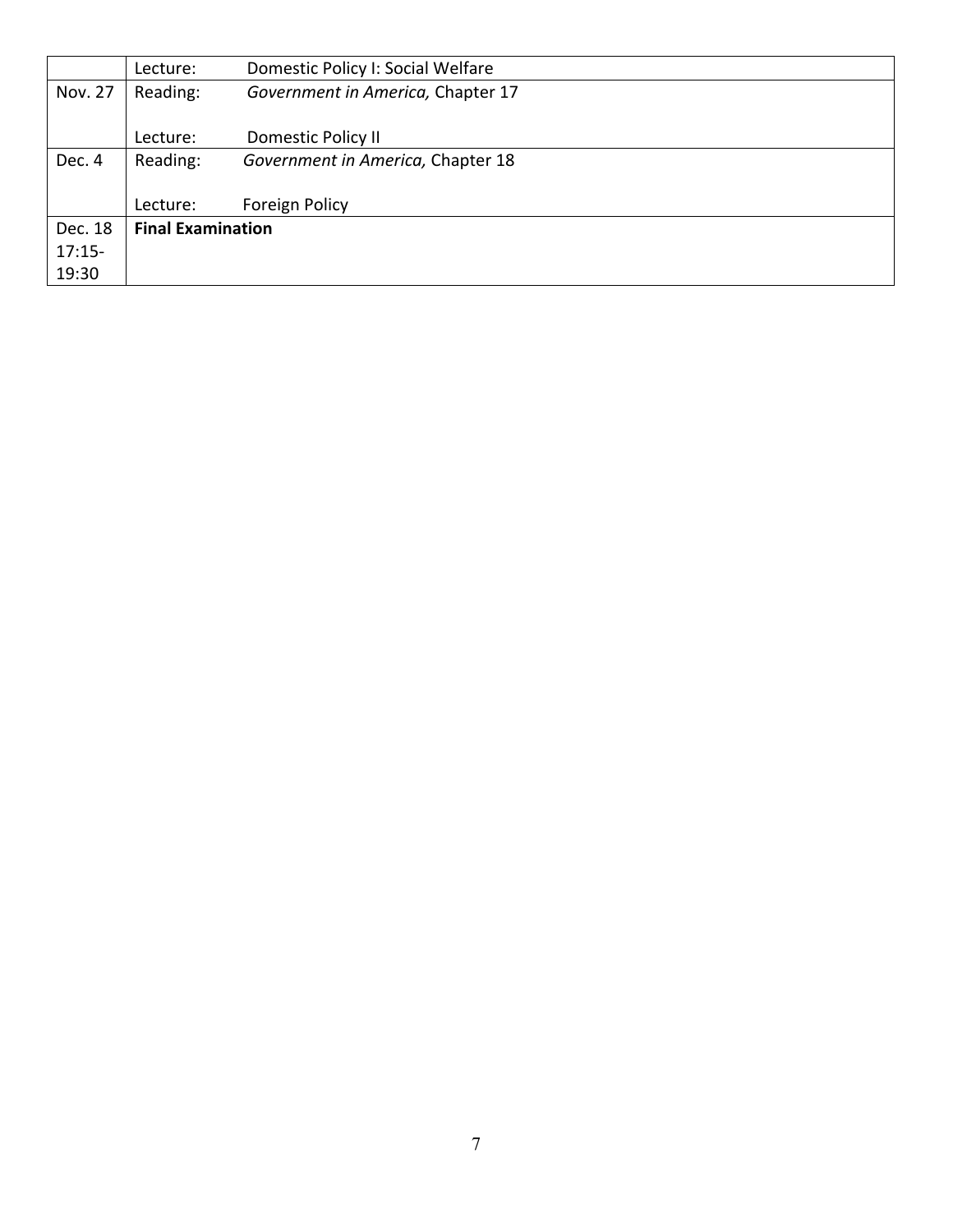| | |
|---|---|
| | Lecture: Domestic Policy I: Social Welfare |
| Nov. 27 | Reading: *Government in America,* Chapter 17<br><br>Lecture: Domestic Policy II |
| Dec. 4 | Reading: *Government in America,* Chapter 18<br><br>Lecture: Foreign Policy |
| Dec. 18 17:15-19:30 | **Final Examination** |